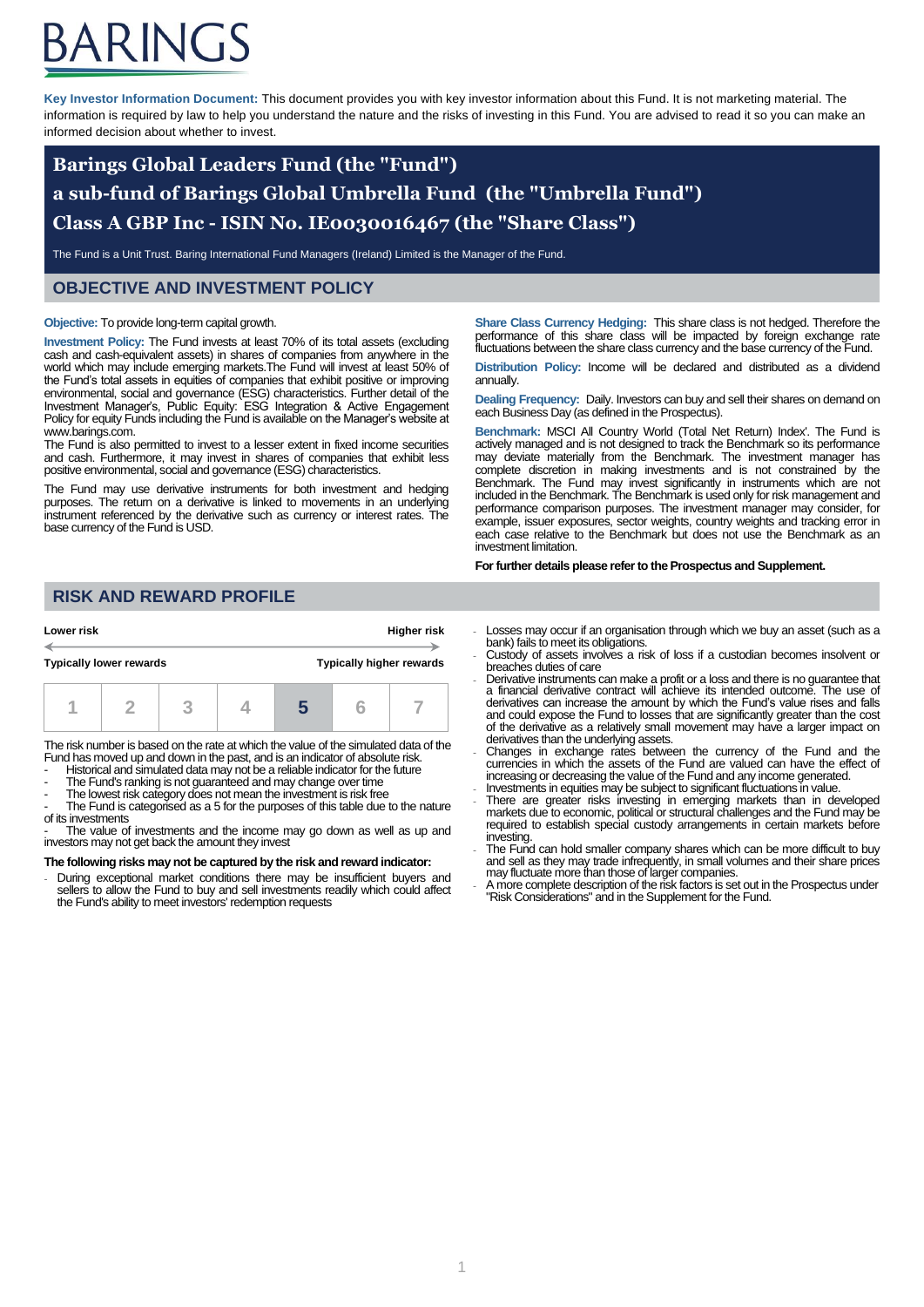BARINGS

**Key Investor Information Document:** This document provides you with key investor information about this Fund. It is not marketing material. The information is required by law to help you understand the nature and the risks of investing in this Fund. You are advised to read it so you can make an informed decision about whether to invest.

# Barings Global Leaders Fund (the "Fund")
# a sub-fund of Barings Global Umbrella Fund (the "Umbrella Fund")
# Class A GBP Inc - ISIN No. IE0030016467 (the "Share Class")

The Fund is a Unit Trust. Baring International Fund Managers (Ireland) Limited is the Manager of the Fund.

## OBJECTIVE AND INVESTMENT POLICY

**Objective:** To provide long-term capital growth.

**Investment Policy:** The Fund invests at least 70% of its total assets (excluding cash and cash-equivalent assets) in shares of companies from anywhere in the world which may include emerging markets.The Fund will invest at least 50% of the Fund's total assets in equities of companies that exhibit positive or improving environmental, social and governance (ESG) characteristics. Further detail of the Investment Manager's, Public Equity: ESG Integration & Active Engagement Policy for equity Funds including the Fund is available on the Manager's website at www.barings.com.
The Fund is also permitted to invest to a lesser extent in fixed income securities and cash. Furthermore, it may invest in shares of companies that exhibit less positive environmental, social and governance (ESG) characteristics.

The Fund may use derivative instruments for both investment and hedging purposes. The return on a derivative is linked to movements in an underlying instrument referenced by the derivative such as currency or interest rates. The base currency of the Fund is USD.

**Share Class Currency Hedging:** This share class is not hedged. Therefore the performance of this share class will be impacted by foreign exchange rate fluctuations between the share class currency and the base currency of the Fund.

**Distribution Policy:** Income will be declared and distributed as a dividend annually.

**Dealing Frequency:** Daily. Investors can buy and sell their shares on demand on each Business Day (as defined in the Prospectus).

**Benchmark:** MSCI All Country World (Total Net Return) Index'. The Fund is actively managed and is not designed to track the Benchmark so its performance may deviate materially from the Benchmark. The investment manager has complete discretion in making investments and is not constrained by the Benchmark. The Fund may invest significantly in instruments which are not included in the Benchmark. The Benchmark is used only for risk management and performance comparison purposes. The investment manager may consider, for example, issuer exposures, sector weights, country weights and tracking error in each case relative to the Benchmark but does not use the Benchmark as an investment limitation.

**For further details please refer to the Prospectus and Supplement.**

## RISK AND REWARD PROFILE

**Lower risk** ← → **Higher risk**

**Typically lower rewards** — **Typically higher rewards**

| 1 | 2 | 3 | 4 | **5** | 6 | 7 |
|---|---|---|---|---|---|---|

The risk number is based on the rate at which the value of the simulated data of the Fund has moved up and down in the past, and is an indicator of absolute risk.
- Historical and simulated data may not be a reliable indicator for the future
- The Fund's ranking is not guaranteed and may change over time
- The lowest risk category does not mean the investment is risk free
- The Fund is categorised as a 5 for the purposes of this table due to the nature of its investments
- The value of investments and the income may go down as well as up and investors may not get back the amount they invest

**The following risks may not be captured by the risk and reward indicator:**

- During exceptional market conditions there may be insufficient buyers and sellers to allow the Fund to buy and sell investments readily which could affect the Fund's ability to meet investors' redemption requests
- Losses may occur if an organisation through which we buy an asset (such as a bank) fails to meet its obligations.
- Custody of assets involves a risk of loss if a custodian becomes insolvent or breaches duties of care
- Derivative instruments can make a profit or a loss and there is no guarantee that a financial derivative contract will achieve its intended outcome. The use of derivatives can increase the amount by which the Fund's value rises and falls and could expose the Fund to losses that are significantly greater than the cost of the derivative as a relatively small movement may have a larger impact on derivatives than the underlying assets.
- Changes in exchange rates between the currency of the Fund and the currencies in which the assets of the Fund are valued can have the effect of increasing or decreasing the value of the Fund and any income generated.
- Investments in equities may be subject to significant fluctuations in value.
- There are greater risks investing in emerging markets than in developed markets due to economic, political or structural challenges and the Fund may be required to establish special custody arrangements in certain markets before investing.
- The Fund can hold smaller company shares which can be more difficult to buy and sell as they may trade infrequently, in small volumes and their share prices may fluctuate more than those of larger companies.
- A more complete description of the risk factors is set out in the Prospectus under "Risk Considerations" and in the Supplement for the Fund.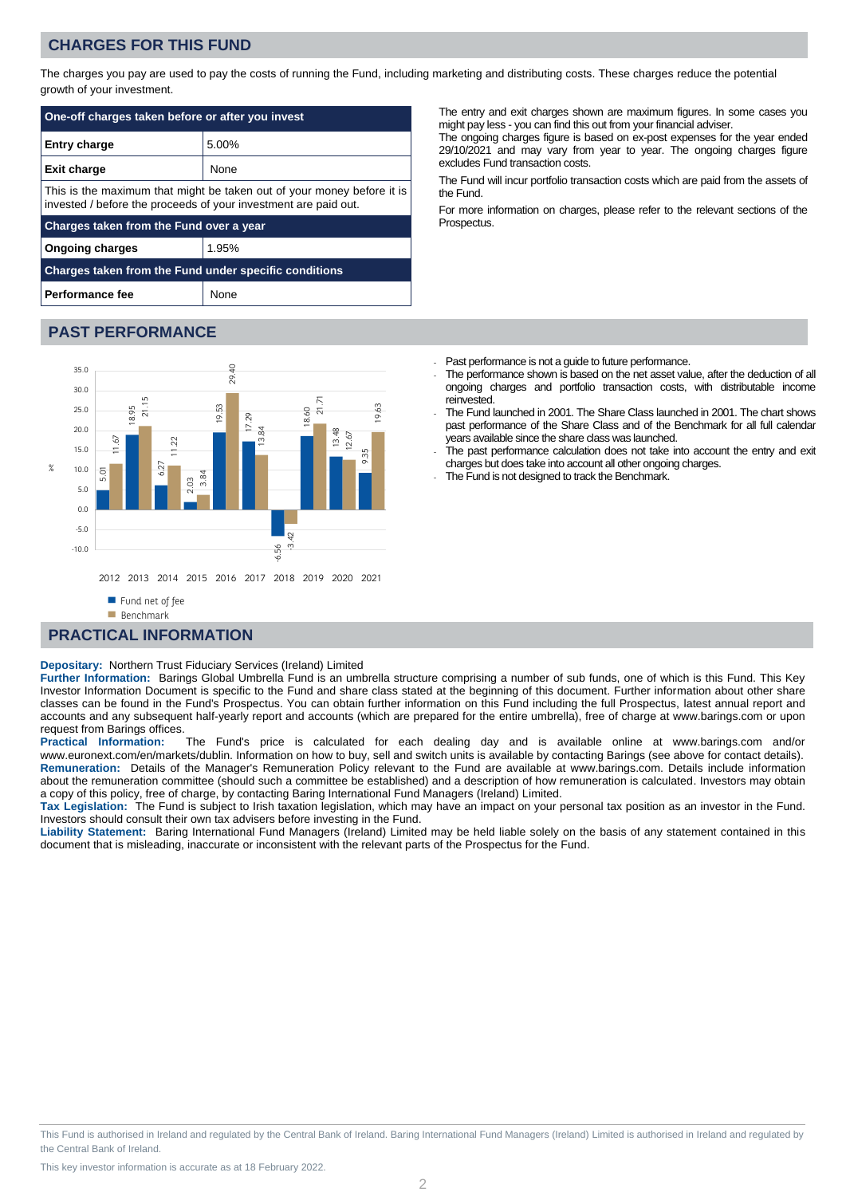## CHARGES FOR THIS FUND

The charges you pay are used to pay the costs of running the Fund, including marketing and distributing costs. These charges reduce the potential growth of your investment.

| One-off charges taken before or after you invest | |
|---|---|
| **Entry charge** | 5.00% |
| **Exit charge** | None |
| This is the maximum that might be taken out of your money before it is invested / before the proceeds of your investment are paid out. | |
| **Charges taken from the Fund over a year** | |
| **Ongoing charges** | 1.95% |
| **Charges taken from the Fund under specific conditions** | |
| **Performance fee** | None |

The entry and exit charges shown are maximum figures. In some cases you might pay less - you can find this out from your financial adviser.

The ongoing charges figure is based on ex-post expenses for the year ended 29/10/2021 and may vary from year to year. The ongoing charges figure excludes Fund transaction costs.

The Fund will incur portfolio transaction costs which are paid from the assets of the Fund.

For more information on charges, please refer to the relevant sections of the Prospectus.

## PAST PERFORMANCE

%

35.0
30.0
25.0
20.0
15.0
10.0
5.0
0.0
-5.0
-10.0

5.01 11.67 18.95 21.15 6.27 11.22 2.03 3.84 19.53 29.40 17.29 13.84 -6.56 -3.42 18.60 21.71 13.48 12.67 9.35 19.63

2012 2013 2014 2015 2016 2017 2018 2019 2020 2021

Fund net of fee
Benchmark

- Past performance is not a guide to future performance.
- The performance shown is based on the net asset value, after the deduction of all ongoing charges and portfolio transaction costs, with distributable income reinvested.
- The Fund launched in 2001. The Share Class launched in 2001. The chart shows past performance of the Share Class and of the Benchmark for all full calendar years available since the share class was launched.
- The past performance calculation does not take into account the entry and exit charges but does take into account all other ongoing charges.
- The Fund is not designed to track the Benchmark.

## PRACTICAL INFORMATION

**Depositary:** Northern Trust Fiduciary Services (Ireland) Limited

**Further Information:** Barings Global Umbrella Fund is an umbrella structure comprising a number of sub funds, one of which is this Fund. This Key Investor Information Document is specific to the Fund and share class stated at the beginning of this document. Further information about other share classes can be found in the Fund's Prospectus. You can obtain further information on this Fund including the full Prospectus, latest annual report and accounts and any subsequent half-yearly report and accounts (which are prepared for the entire umbrella), free of charge at www.barings.com or upon request from Barings offices.

**Practical Information:** The Fund's price is calculated for each dealing day and is available online at www.barings.com and/or www.euronext.com/en/markets/dublin. Information on how to buy, sell and switch units is available by contacting Barings (see above for contact details).

**Remuneration:** Details of the Manager's Remuneration Policy relevant to the Fund are available at www.barings.com. Details include information about the remuneration committee (should such a committee be established) and a description of how remuneration is calculated. Investors may obtain a copy of this policy, free of charge, by contacting Baring International Fund Managers (Ireland) Limited.

**Tax Legislation:** The Fund is subject to Irish taxation legislation, which may have an impact on your personal tax position as an investor in the Fund. Investors should consult their own tax advisers before investing in the Fund.

**Liability Statement:** Baring International Fund Managers (Ireland) Limited may be held liable solely on the basis of any statement contained in this document that is misleading, inaccurate or inconsistent with the relevant parts of the Prospectus for the Fund.

This Fund is authorised in Ireland and regulated by the Central Bank of Ireland. Baring International Fund Managers (Ireland) Limited is authorised in Ireland and regulated by the Central Bank of Ireland.

This key investor information is accurate as at 18 February 2022.